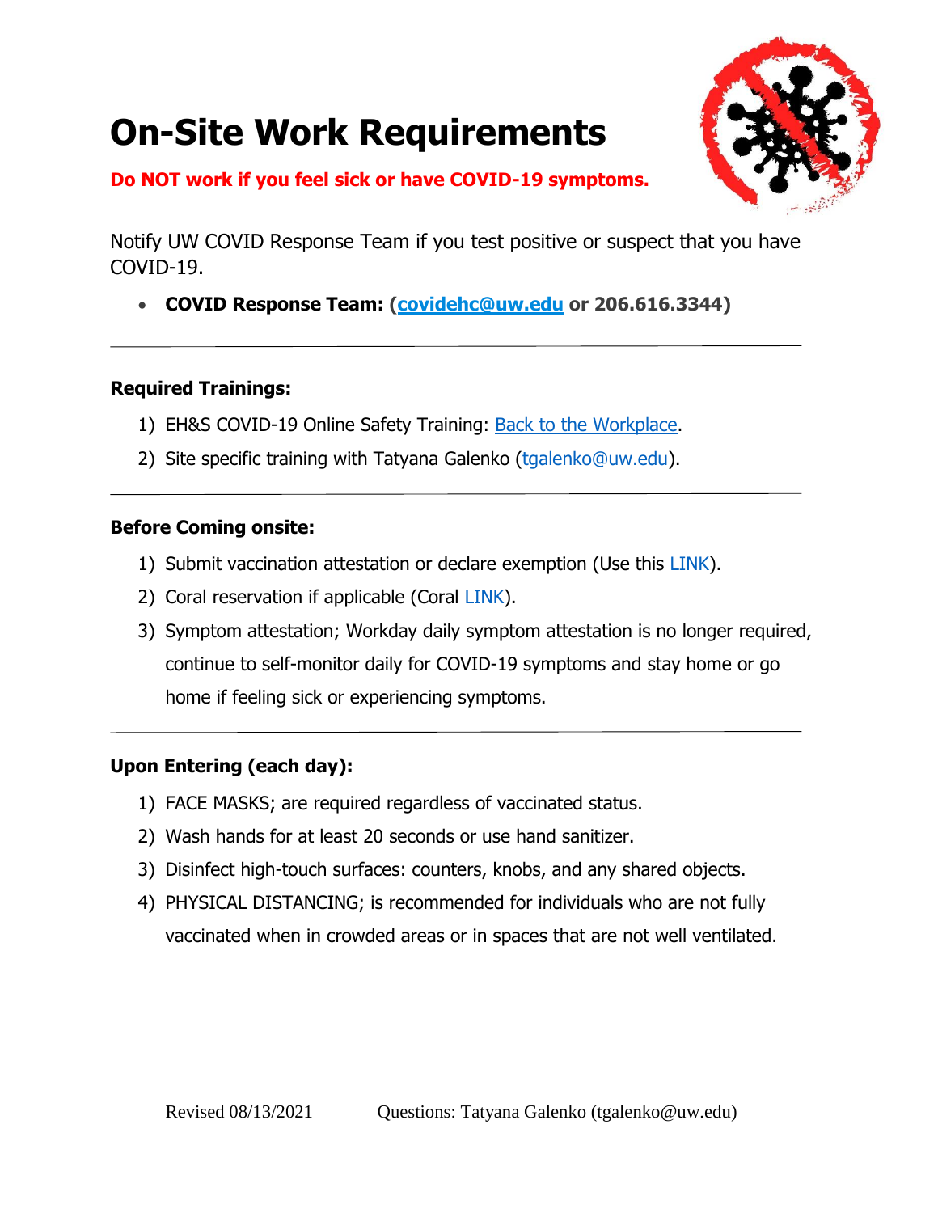# On-Site Work Requirements

**Do NOT work if you feel sick or have COVID-19 symptoms.**

Notify UW COVID Response Team if you test positive or suspect that you have COVID-19.

- **COVID Response Team: ([covidehc@uw.edu](mailto:covidehc@uw.edu) or 206.616.3344)**

---

**Required Trainings:**

1) EH&S COVID-19 Online Safety Training: Back to the Workplace.
2) Site specific training with Tatyana Galenko (tgalenko@uw.edu).

---

**Before Coming onsite:**

1) Submit vaccination attestation or declare exemption (Use this LINK).
2) Coral reservation if applicable (Coral LINK).
3) Symptom attestation; Workday daily symptom attestation is no longer required, continue to self-monitor daily for COVID-19 symptoms and stay home or go home if feeling sick or experiencing symptoms.

---

**Upon Entering (each day):**

1) FACE MASKS; are required regardless of vaccinated status.
2) Wash hands for at least 20 seconds or use hand sanitizer.
3) Disinfect high-touch surfaces: counters, knobs, and any shared objects.
4) PHYSICAL DISTANCING; is recommended for individuals who are not fully vaccinated when in crowded areas or in spaces that are not well ventilated.

Revised 08/13/2021 Questions: Tatyana Galenko (tgalenko@uw.edu)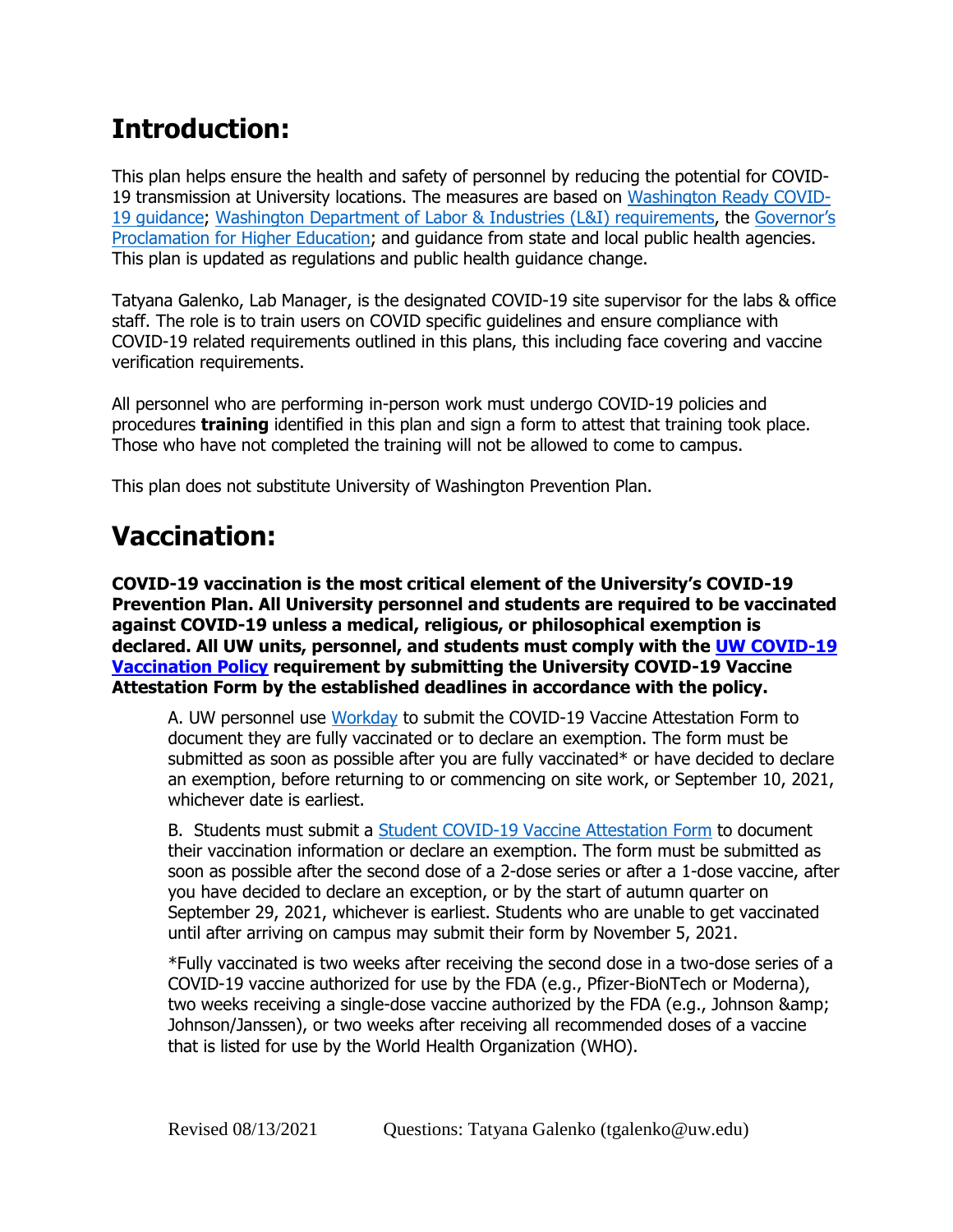# Introduction:

This plan helps ensure the health and safety of personnel by reducing the potential for COVID-19 transmission at University locations. The measures are based on Washington Ready COVID-19 guidance; Washington Department of Labor & Industries (L&I) requirements, the Governor's Proclamation for Higher Education; and guidance from state and local public health agencies. This plan is updated as regulations and public health guidance change.

Tatyana Galenko, Lab Manager, is the designated COVID-19 site supervisor for the labs & office staff. The role is to train users on COVID specific guidelines and ensure compliance with COVID-19 related requirements outlined in this plans, this including face covering and vaccine verification requirements.

All personnel who are performing in-person work must undergo COVID-19 policies and procedures **training** identified in this plan and sign a form to attest that training took place. Those who have not completed the training will not be allowed to come to campus.

This plan does not substitute University of Washington Prevention Plan.

# Vaccination:

**COVID-19 vaccination is the most critical element of the University's COVID-19 Prevention Plan. All University personnel and students are required to be vaccinated against COVID-19 unless a medical, religious, or philosophical exemption is declared. All UW units, personnel, and students must comply with the UW COVID-19 Vaccination Policy requirement by submitting the University COVID-19 Vaccine Attestation Form by the established deadlines in accordance with the policy.**

A. UW personnel use Workday to submit the COVID-19 Vaccine Attestation Form to document they are fully vaccinated or to declare an exemption. The form must be submitted as soon as possible after you are fully vaccinated* or have decided to declare an exemption, before returning to or commencing on site work, or September 10, 2021, whichever date is earliest.

B. Students must submit a Student COVID-19 Vaccine Attestation Form to document their vaccination information or declare an exemption. The form must be submitted as soon as possible after the second dose of a 2-dose series or after a 1-dose vaccine, after you have decided to declare an exception, or by the start of autumn quarter on September 29, 2021, whichever is earliest. Students who are unable to get vaccinated until after arriving on campus may submit their form by November 5, 2021.

*Fully vaccinated is two weeks after receiving the second dose in a two-dose series of a COVID-19 vaccine authorized for use by the FDA (e.g., Pfizer-BioNTech or Moderna), two weeks receiving a single-dose vaccine authorized by the FDA (e.g., Johnson &amp; Johnson/Janssen), or two weeks after receiving all recommended doses of a vaccine that is listed for use by the World Health Organization (WHO).

Revised 08/13/2021 Questions: Tatyana Galenko (tgalenko@uw.edu)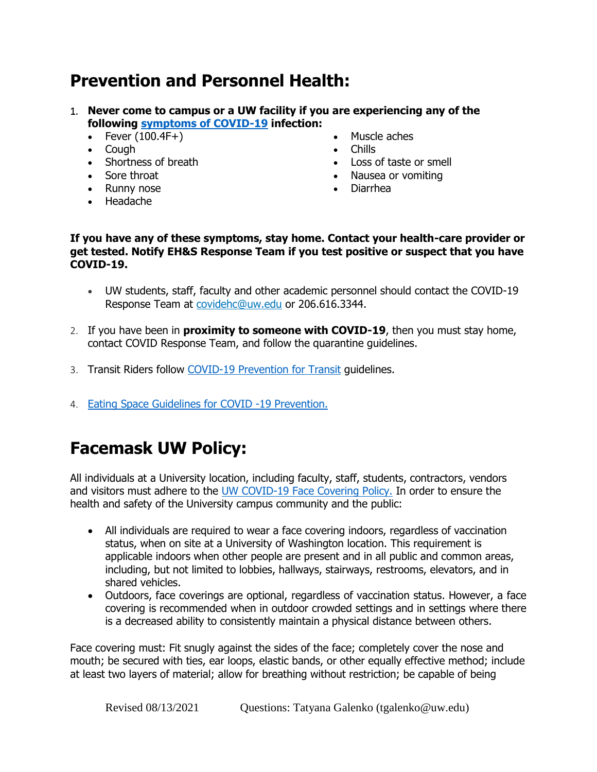## Prevention and Personnel Health:

1. **Never come to campus or a UW facility if you are experiencing any of the following symptoms of COVID-19 infection:**
   - Fever (100.4F+)
   - Cough
   - Shortness of breath
   - Sore throat
   - Runny nose
   - Headache
   - Muscle aches
   - Chills
   - Loss of taste or smell
   - Nausea or vomiting
   - Diarrhea

**If you have any of these symptoms, stay home. Contact your health-care provider or get tested. Notify EH&S Response Team if you test positive or suspect that you have COVID-19.**

- UW students, staff, faculty and other academic personnel should contact the COVID-19 Response Team at covidehc@uw.edu or 206.616.3344.

2. If you have been in **proximity to someone with COVID-19**, then you must stay home, contact COVID Response Team, and follow the quarantine guidelines.

3. Transit Riders follow COVID-19 Prevention for Transit guidelines.

4. Eating Space Guidelines for COVID -19 Prevention.

## Facemask UW Policy:

All individuals at a University location, including faculty, staff, students, contractors, vendors and visitors must adhere to the UW COVID-19 Face Covering Policy. In order to ensure the health and safety of the University campus community and the public:

- All individuals are required to wear a face covering indoors, regardless of vaccination status, when on site at a University of Washington location. This requirement is applicable indoors when other people are present and in all public and common areas, including, but not limited to lobbies, hallways, stairways, restrooms, elevators, and in shared vehicles.
- Outdoors, face coverings are optional, regardless of vaccination status. However, a face covering is recommended when in outdoor crowded settings and in settings where there is a decreased ability to consistently maintain a physical distance between others.

Face covering must: Fit snugly against the sides of the face; completely cover the nose and mouth; be secured with ties, ear loops, elastic bands, or other equally effective method; include at least two layers of material; allow for breathing without restriction; be capable of being

Revised 08/13/2021 Questions: Tatyana Galenko (tgalenko@uw.edu)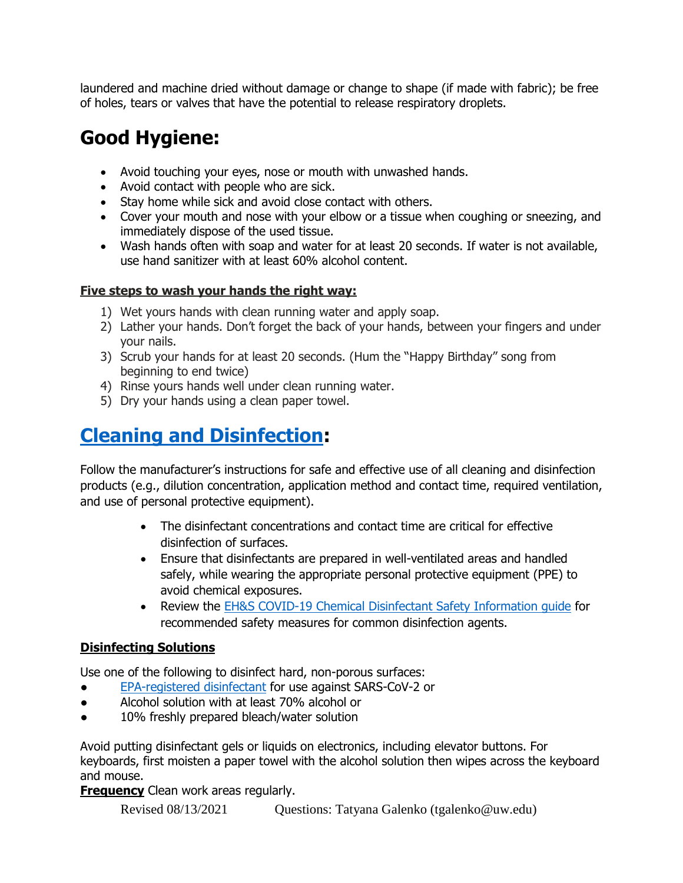laundered and machine dried without damage or change to shape (if made with fabric); be free of holes, tears or valves that have the potential to release respiratory droplets.

# Good Hygiene:

- Avoid touching your eyes, nose or mouth with unwashed hands.
- Avoid contact with people who are sick.
- Stay home while sick and avoid close contact with others.
- Cover your mouth and nose with your elbow or a tissue when coughing or sneezing, and immediately dispose of the used tissue.
- Wash hands often with soap and water for at least 20 seconds. If water is not available, use hand sanitizer with at least 60% alcohol content.

**Five steps to wash your hands the right way:**

1) Wet yours hands with clean running water and apply soap.
2) Lather your hands. Don't forget the back of your hands, between your fingers and under your nails.
3) Scrub your hands for at least 20 seconds. (Hum the "Happy Birthday" song from beginning to end twice)
4) Rinse yours hands well under clean running water.
5) Dry your hands using a clean paper towel.

# Cleaning and Disinfection:

Follow the manufacturer's instructions for safe and effective use of all cleaning and disinfection products (e.g., dilution concentration, application method and contact time, required ventilation, and use of personal protective equipment).

- The disinfectant concentrations and contact time are critical for effective disinfection of surfaces.
- Ensure that disinfectants are prepared in well-ventilated areas and handled safely, while wearing the appropriate personal protective equipment (PPE) to avoid chemical exposures.
- Review the EH&S COVID-19 Chemical Disinfectant Safety Information guide for recommended safety measures for common disinfection agents.

**Disinfecting Solutions**

Use one of the following to disinfect hard, non-porous surfaces:

- EPA-registered disinfectant for use against SARS-CoV-2 or
- Alcohol solution with at least 70% alcohol or
- 10% freshly prepared bleach/water solution

Avoid putting disinfectant gels or liquids on electronics, including elevator buttons. For keyboards, first moisten a paper towel with the alcohol solution then wipes across the keyboard and mouse.

**Frequency** Clean work areas regularly.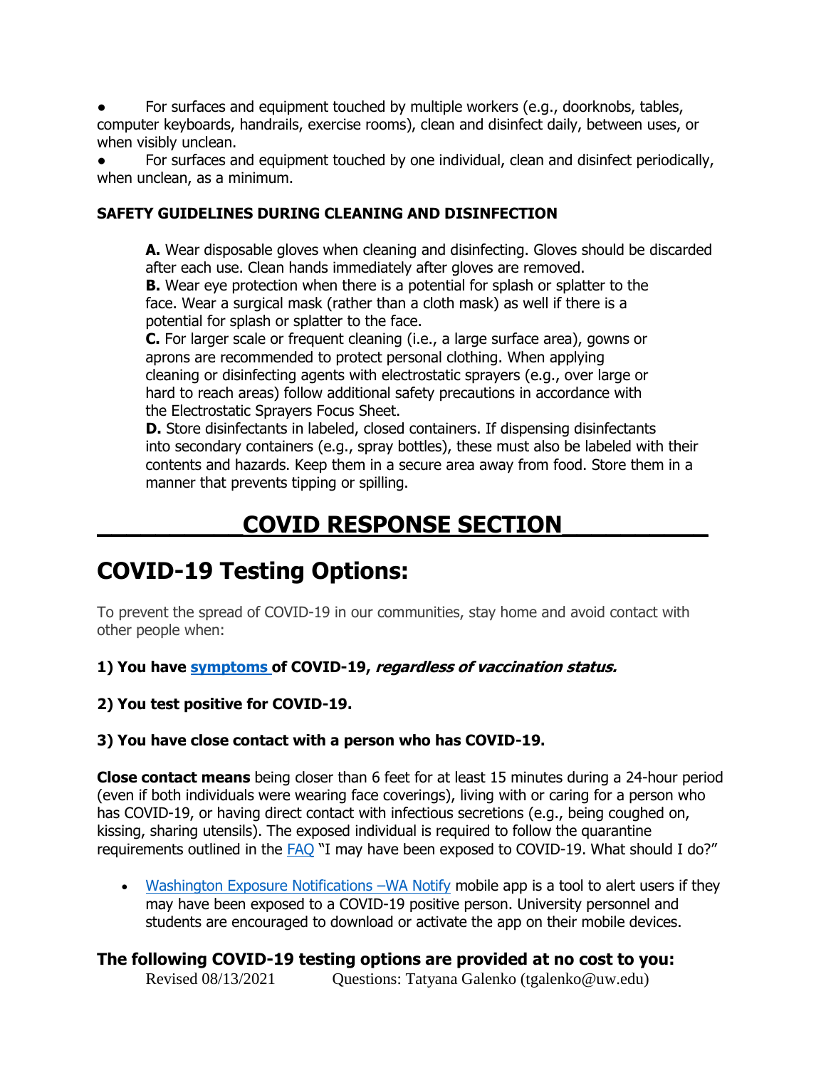- For surfaces and equipment touched by multiple workers (e.g., doorknobs, tables, computer keyboards, handrails, exercise rooms), clean and disinfect daily, between uses, or when visibly unclean.
- For surfaces and equipment touched by one individual, clean and disinfect periodically, when unclean, as a minimum.

**SAFETY GUIDELINES DURING CLEANING AND DISINFECTION**

**A.** Wear disposable gloves when cleaning and disinfecting. Gloves should be discarded after each use. Clean hands immediately after gloves are removed.
**B.** Wear eye protection when there is a potential for splash or splatter to the face. Wear a surgical mask (rather than a cloth mask) as well if there is a potential for splash or splatter to the face.
**C.** For larger scale or frequent cleaning (i.e., a large surface area), gowns or aprons are recommended to protect personal clothing. When applying cleaning or disinfecting agents with electrostatic sprayers (e.g., over large or hard to reach areas) follow additional safety precautions in accordance with the Electrostatic Sprayers Focus Sheet.
**D.** Store disinfectants in labeled, closed containers. If dispensing disinfectants into secondary containers (e.g., spray bottles), these must also be labeled with their contents and hazards. Keep them in a secure area away from food. Store them in a manner that prevents tipping or spilling.

# COVID RESPONSE SECTION

# COVID-19 Testing Options:

To prevent the spread of COVID-19 in our communities, stay home and avoid contact with other people when:

**1) You have symptoms of COVID-19, *regardless of vaccination status.***

**2) You test positive for COVID-19.**

**3) You have close contact with a person who has COVID-19.**

**Close contact means** being closer than 6 feet for at least 15 minutes during a 24-hour period (even if both individuals were wearing face coverings), living with or caring for a person who has COVID-19, or having direct contact with infectious secretions (e.g., being coughed on, kissing, sharing utensils). The exposed individual is required to follow the quarantine requirements outlined in the FAQ "I may have been exposed to COVID-19. What should I do?"

- Washington Exposure Notifications –WA Notify mobile app is a tool to alert users if they may have been exposed to a COVID-19 positive person. University personnel and students are encouraged to download or activate the app on their mobile devices.

### The following COVID-19 testing options are provided at no cost to you: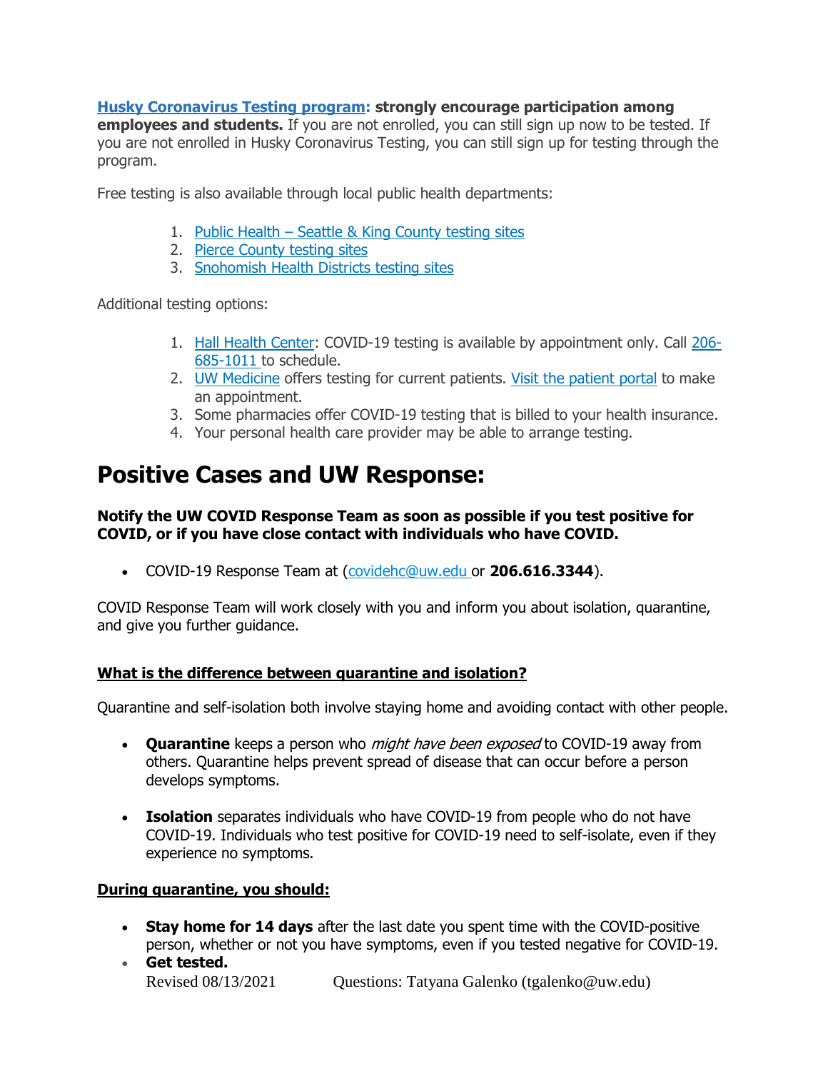[Husky Coronavirus Testing program](): **strongly encourage participation among employees and students.** If you are not enrolled, you can still sign up now to be tested. If you are not enrolled in Husky Coronavirus Testing, you can still sign up for testing through the program.

Free testing is also available through local public health departments:

1. Public Health – Seattle & King County testing sites
2. Pierce County testing sites
3. Snohomish Health Districts testing sites

Additional testing options:

1. Hall Health Center: COVID-19 testing is available by appointment only. Call 206-685-1011 to schedule.
2. UW Medicine offers testing for current patients. Visit the patient portal to make an appointment.
3. Some pharmacies offer COVID-19 testing that is billed to your health insurance.
4. Your personal health care provider may be able to arrange testing.

# Positive Cases and UW Response:

**Notify the UW COVID Response Team as soon as possible if you test positive for COVID, or if you have close contact with individuals who have COVID.**

- COVID-19 Response Team at (covidehc@uw.edu or **206.616.3344**).

COVID Response Team will work closely with you and inform you about isolation, quarantine, and give you further guidance.

**What is the difference between quarantine and isolation?**

Quarantine and self-isolation both involve staying home and avoiding contact with other people.

- **Quarantine** keeps a person who *might have been exposed* to COVID-19 away from others. Quarantine helps prevent spread of disease that can occur before a person develops symptoms.
- **Isolation** separates individuals who have COVID-19 from people who do not have COVID-19. Individuals who test positive for COVID-19 need to self-isolate, even if they experience no symptoms.

**During quarantine, you should:**

- **Stay home for 14 days** after the last date you spent time with the COVID-positive person, whether or not you have symptoms, even if you tested negative for COVID-19.
- **Get tested.**

Revised 08/13/2021 Questions: Tatyana Galenko (tgalenko@uw.edu)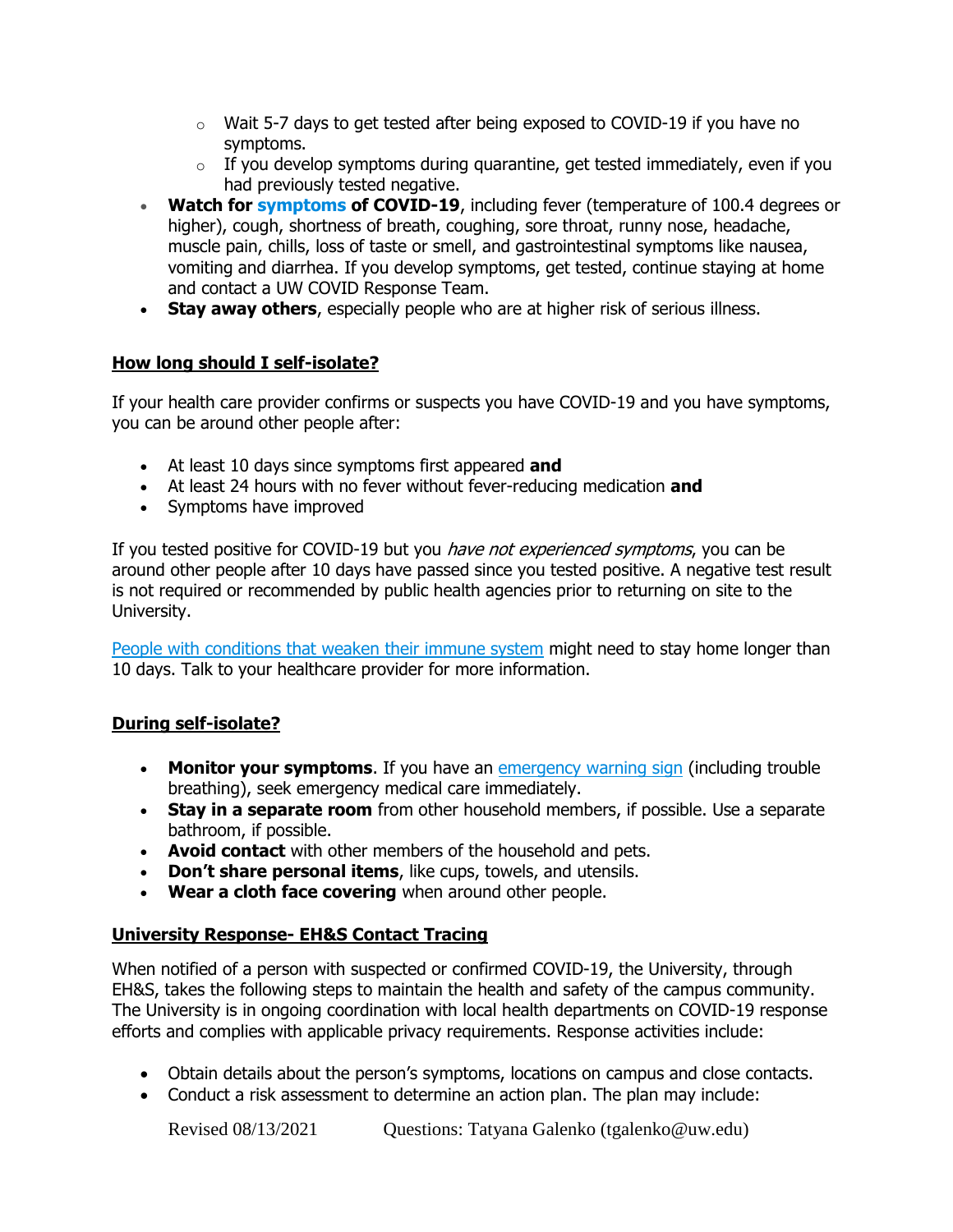- Wait 5-7 days to get tested after being exposed to COVID-19 if you have no symptoms.
  - If you develop symptoms during quarantine, get tested immediately, even if you had previously tested negative.
- **Watch for symptoms of COVID-19**, including fever (temperature of 100.4 degrees or higher), cough, shortness of breath, coughing, sore throat, runny nose, headache, muscle pain, chills, loss of taste or smell, and gastrointestinal symptoms like nausea, vomiting and diarrhea. If you develop symptoms, get tested, continue staying at home and contact a UW COVID Response Team.
- **Stay away others**, especially people who are at higher risk of serious illness.

## How long should I self-isolate?

If your health care provider confirms or suspects you have COVID-19 and you have symptoms, you can be around other people after:

- At least 10 days since symptoms first appeared **and**
- At least 24 hours with no fever without fever-reducing medication **and**
- Symptoms have improved

If you tested positive for COVID-19 but you *have not experienced symptoms*, you can be around other people after 10 days have passed since you tested positive. A negative test result is not required or recommended by public health agencies prior to returning on site to the University.

People with conditions that weaken their immune system might need to stay home longer than 10 days. Talk to your healthcare provider for more information.

## During self-isolate?

- **Monitor your symptoms**. If you have an emergency warning sign (including trouble breathing), seek emergency medical care immediately.
- **Stay in a separate room** from other household members, if possible. Use a separate bathroom, if possible.
- **Avoid contact** with other members of the household and pets.
- **Don't share personal items**, like cups, towels, and utensils.
- **Wear a cloth face covering** when around other people.

## University Response- EH&S Contact Tracing

When notified of a person with suspected or confirmed COVID-19, the University, through EH&S, takes the following steps to maintain the health and safety of the campus community. The University is in ongoing coordination with local health departments on COVID-19 response efforts and complies with applicable privacy requirements. Response activities include:

- Obtain details about the person's symptoms, locations on campus and close contacts.
- Conduct a risk assessment to determine an action plan. The plan may include:

Revised 08/13/2021 Questions: Tatyana Galenko (tgalenko@uw.edu)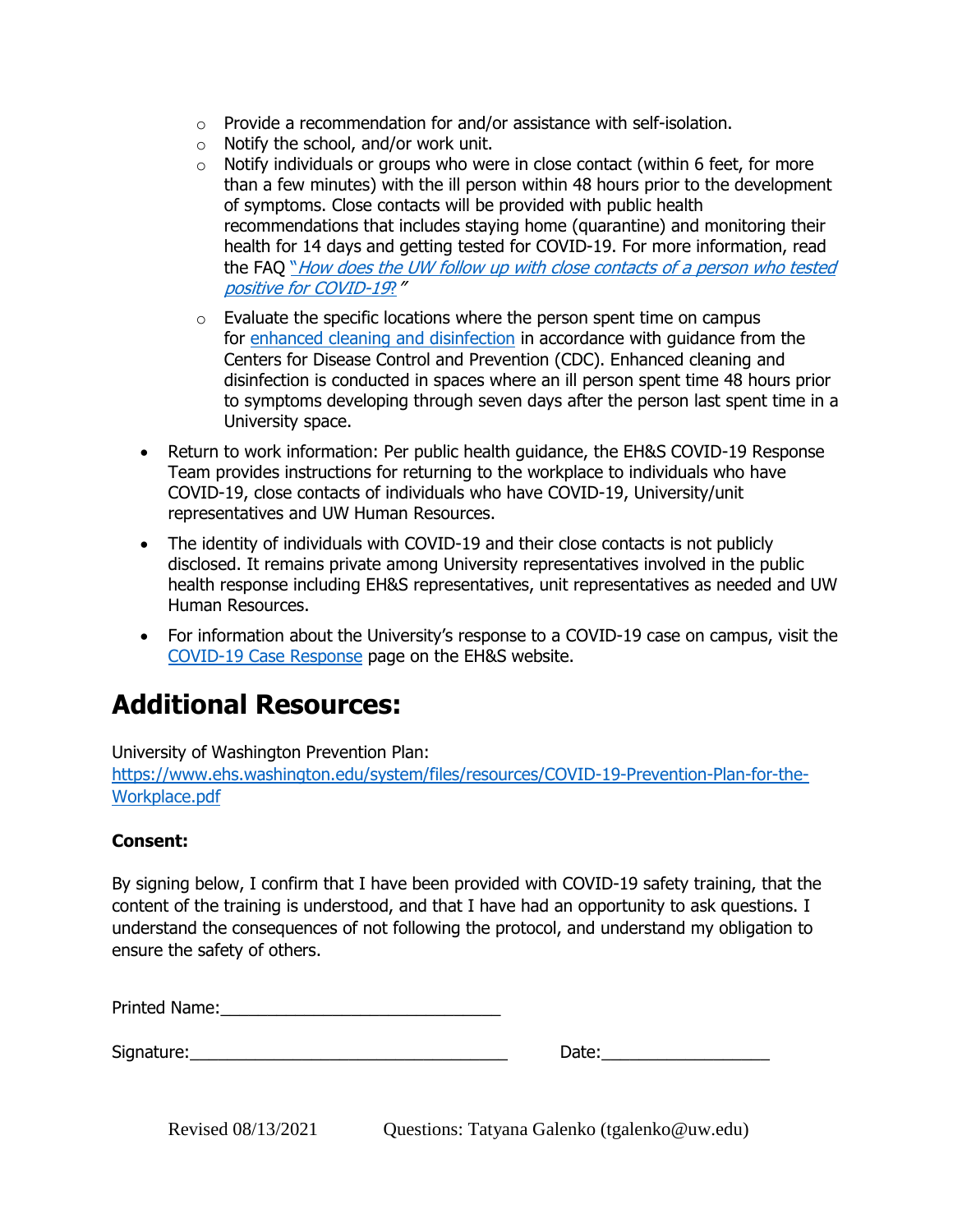- Provide a recommendation for and/or assistance with self-isolation.
    - Notify the school, and/or work unit.
    - Notify individuals or groups who were in close contact (within 6 feet, for more than a few minutes) with the ill person within 48 hours prior to the development of symptoms. Close contacts will be provided with public health recommendations that includes staying home (quarantine) and monitoring their health for 14 days and getting tested for COVID-19. For more information, read the FAQ "*How does the UW follow up with close contacts of a person who tested positive for COVID-19?*"
    - Evaluate the specific locations where the person spent time on campus for enhanced cleaning and disinfection in accordance with guidance from the Centers for Disease Control and Prevention (CDC). Enhanced cleaning and disinfection is conducted in spaces where an ill person spent time 48 hours prior to symptoms developing through seven days after the person last spent time in a University space.

- Return to work information: Per public health guidance, the EH&S COVID-19 Response Team provides instructions for returning to the workplace to individuals who have COVID-19, close contacts of individuals who have COVID-19, University/unit representatives and UW Human Resources.
- The identity of individuals with COVID-19 and their close contacts is not publicly disclosed. It remains private among University representatives involved in the public health response including EH&S representatives, unit representatives as needed and UW Human Resources.
- For information about the University's response to a COVID-19 case on campus, visit the COVID-19 Case Response page on the EH&S website.

# Additional Resources:

University of Washington Prevention Plan:
https://www.ehs.washington.edu/system/files/resources/COVID-19-Prevention-Plan-for-the-Workplace.pdf

**Consent:**

By signing below, I confirm that I have been provided with COVID-19 safety training, that the content of the training is understood, and that I have had an opportunity to ask questions. I understand the consequences of not following the protocol, and understand my obligation to ensure the safety of others.

Printed Name:_____________________________

Signature:_________________________________ Date:_________________

Revised 08/13/2021 Questions: Tatyana Galenko (tgalenko@uw.edu)